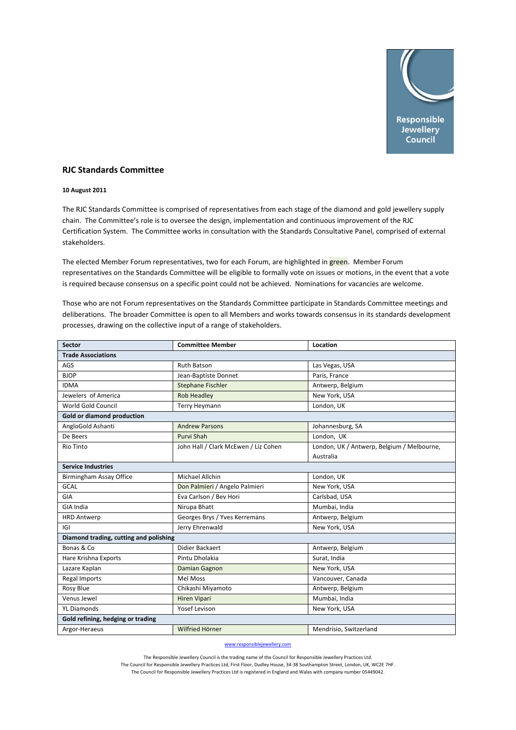## RJC Standards Committee

**10 August 2011**

The RJC Standards Committee is comprised of representatives from each stage of the diamond and gold jewellery supply chain. The Committee's role is to oversee the design, implementation and continuous improvement of the RJC Certification System. The Committee works in consultation with the Standards Consultative Panel, comprised of external stakeholders.

The elected Member Forum representatives, two for each Forum, are highlighted in green. Member Forum representatives on the Standards Committee will be eligible to formally vote on issues or motions, in the event that a vote is required because consensus on a specific point could not be achieved. Nominations for vacancies are welcome.

Those who are not Forum representatives on the Standards Committee participate in Standards Committee meetings and deliberations. The broader Committee is open to all Members and works towards consensus in its standards development processes, drawing on the collective input of a range of stakeholders.

| Sector | Committee Member | Location |
|---|---|---|
| **Trade Associations** | | |
| AGS | Ruth Batson | Las Vegas, USA |
| BJOP | Jean-Baptiste Donnet | Paris, France |
| IDMA | Stephane Fischler | Antwerp, Belgium |
| Jewelers of America | Rob Headley | New York, USA |
| World Gold Council | Terry Heymann | London, UK |
| **Gold or diamond production** | | |
| AngloGold Ashanti | Andrew Parsons | Johannesburg, SA |
| De Beers | Purvi Shah | London, UK |
| Rio Tinto | John Hall / Clark McEwen / Liz Cohen | London, UK / Antwerp, Belgium / Melbourne, Australia |
| **Service Industries** | | |
| Birmingham Assay Office | Michael Allchin | London, UK |
| GCAL | Don Palmieri / Angelo Palmieri | New York, USA |
| GIA | Eva Carlson / Bev Hori | Carlsbad, USA |
| GIA India | Nirupa Bhatt | Mumbai, India |
| HRD Antwerp | Georges Brys / Yves Kerremans | Antwerp, Belgium |
| IGI | Jerry Ehrenwald | New York, USA |
| **Diamond trading, cutting and polishing** | | |
| Bonas & Co | Didier Backaert | Antwerp, Belgium |
| Hare Krishna Exports | Pintu Dholakia | Surat, India |
| Lazare Kaplan | Damian Gagnon | New York, USA |
| Regal Imports | Mel Moss | Vancouver, Canada |
| Rosy Blue | Chikashi Miyamoto | Antwerp, Belgium |
| Venus Jewel | Hiren Vipari | Mumbai, India |
| YL Diamonds | Yosef Levison | New York, USA |
| **Gold refining, hedging or trading** | | |
| Argor-Heraeus | Wilfried Hörner | Mendrisio, Switzerland |

www.responsiblejewellery.com

The Responsible Jewellery Council is the trading name of the Council for Responsible Jewellery Practices Ltd.
The Council for Responsible Jewellery Practices Ltd, First Floor, Dudley House, 34-38 Southampton Street, London, UK, WC2E 7HF.
The Council for Responsible Jewellery Practices Ltd is registered in England and Wales with company number 05449042.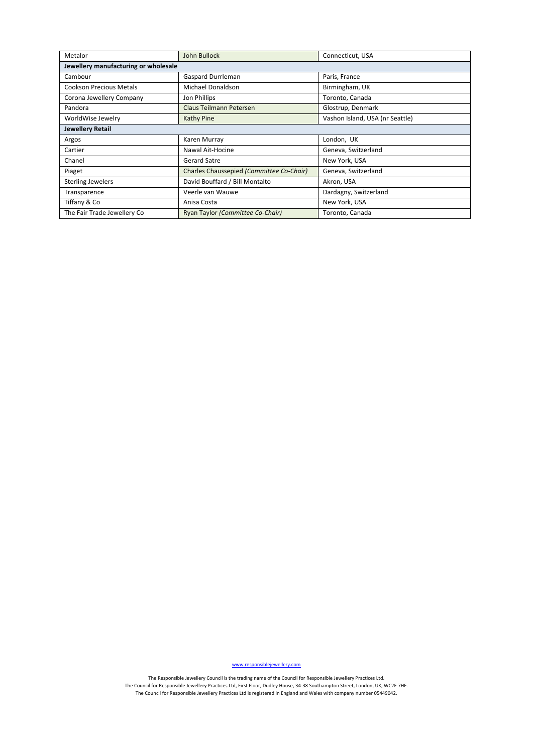| | | |
|---|---|---|
| Metalor | John Bullock | Connecticut, USA |
| **Jewellery manufacturing or wholesale** | | |
| Cambour | Gaspard Durrleman | Paris, France |
| Cookson Precious Metals | Michael Donaldson | Birmingham, UK |
| Corona Jewellery Company | Jon Phillips | Toronto, Canada |
| Pandora | Claus Teilmann Petersen | Glostrup, Denmark |
| WorldWise Jewelry | Kathy Pine | Vashon Island, USA (nr Seattle) |
| **Jewellery Retail** | | |
| Argos | Karen Murray | London, UK |
| Cartier | Nawal Ait-Hocine | Geneva, Switzerland |
| Chanel | Gerard Satre | New York, USA |
| Piaget | Charles Chaussepied *(Committee Co-Chair)* | Geneva, Switzerland |
| Sterling Jewelers | David Bouffard / Bill Montalto | Akron, USA |
| Transparence | Veerle van Wauwe | Dardagny, Switzerland |
| Tiffany & Co | Anisa Costa | New York, USA |
| The Fair Trade Jewellery Co | Ryan Taylor *(Committee Co-Chair)* | Toronto, Canada |

www.responsiblejewellery.com

The Responsible Jewellery Council is the trading name of the Council for Responsible Jewellery Practices Ltd.
The Council for Responsible Jewellery Practices Ltd, First Floor, Dudley House, 34-38 Southampton Street, London, UK, WC2E 7HF.
The Council for Responsible Jewellery Practices Ltd is registered in England and Wales with company number 05449042.